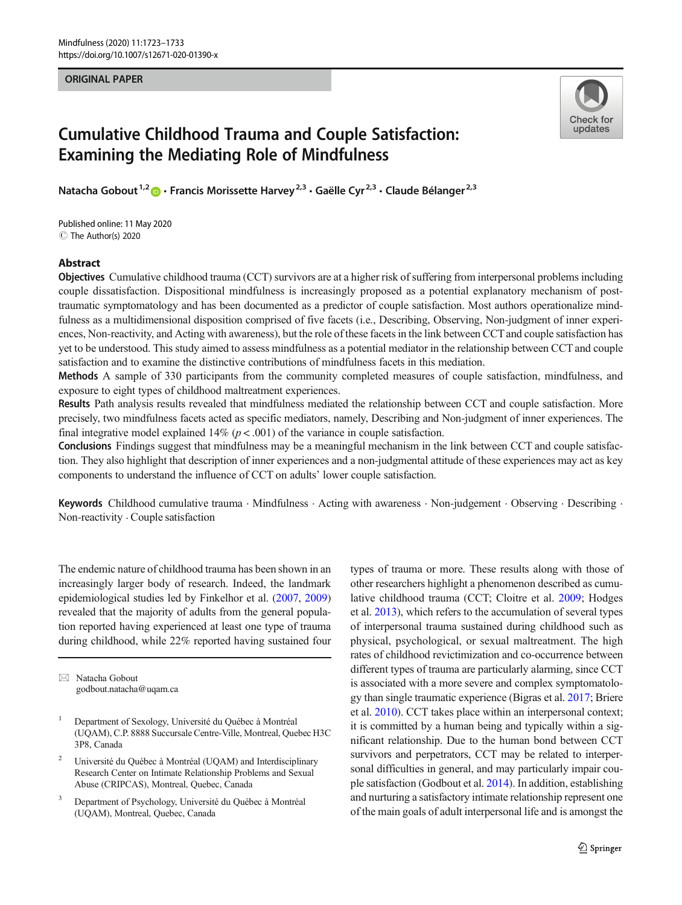ORIGINAL PAPER

# Cumulative Childhood Trauma and Couple Satisfaction: Examining the Mediating Role of Mindfulness

Natacha Gobout[1,2] · Francis Morissette Harvey[2,3] · Gaëlle Cyr[2,3] · Claude Bélanger[2,3]

Published online: 11 May 2020
© The Author(s) 2020

## Abstract

**Objectives** Cumulative childhood trauma (CCT) survivors are at a higher risk of suffering from interpersonal problems including couple dissatisfaction. Dispositional mindfulness is increasingly proposed as a potential explanatory mechanism of post-traumatic symptomatology and has been documented as a predictor of couple satisfaction. Most authors operationalize mindfulness as a multidimensional disposition comprised of five facets (i.e., Describing, Observing, Non-judgment of inner experiences, Non-reactivity, and Acting with awareness), but the role of these facets in the link between CCT and couple satisfaction has yet to be understood. This study aimed to assess mindfulness as a potential mediator in the relationship between CCT and couple satisfaction and to examine the distinctive contributions of mindfulness facets in this mediation.

**Methods** A sample of 330 participants from the community completed measures of couple satisfaction, mindfulness, and exposure to eight types of childhood maltreatment experiences.

**Results** Path analysis results revealed that mindfulness mediated the relationship between CCT and couple satisfaction. More precisely, two mindfulness facets acted as specific mediators, namely, Describing and Non-judgment of inner experiences. The final integrative model explained 14% ($p < .001$) of the variance in couple satisfaction.

**Conclusions** Findings suggest that mindfulness may be a meaningful mechanism in the link between CCT and couple satisfaction. They also highlight that description of inner experiences and a non-judgmental attitude of these experiences may act as key components to understand the influence of CCT on adults' lower couple satisfaction.

**Keywords** Childhood cumulative trauma · Mindfulness · Acting with awareness · Non-judgement · Observing · Describing · Non-reactivity · Couple satisfaction

The endemic nature of childhood trauma has been shown in an increasingly larger body of research. Indeed, the landmark epidemiological studies led by Finkelhor et al. (2007, 2009) revealed that the majority of adults from the general population reported having experienced at least one type of trauma during childhood, while 22% reported having sustained four types of trauma or more. These results along with those of other researchers highlight a phenomenon described as cumulative childhood trauma (CCT; Cloitre et al. 2009; Hodges et al. 2013), which refers to the accumulation of several types of interpersonal trauma sustained during childhood such as physical, psychological, or sexual maltreatment. The high rates of childhood revictimization and co-occurrence between different types of trauma are particularly alarming, since CCT is associated with a more severe and complex symptomatology than single traumatic experience (Bigras et al. 2017; Briere et al. 2010). CCT takes place within an interpersonal context; it is committed by a human being and typically within a significant relationship. Due to the human bond between CCT survivors and perpetrators, CCT may be related to interpersonal difficulties in general, and may particularly impair couple satisfaction (Godbout et al. 2014). In addition, establishing and nurturing a satisfactory intimate relationship represent one of the main goals of adult interpersonal life and is amongst the

---

✉ Natacha Gobout
godbout.natacha@uqam.ca

1 Department of Sexology, Université du Québec à Montréal (UQAM), C.P. 8888 Succursale Centre-Ville, Montreal, Quebec H3C 3P8, Canada

2 Université du Québec à Montréal (UQAM) and Interdisciplinary Research Center on Intimate Relationship Problems and Sexual Abuse (CRIPCAS), Montreal, Quebec, Canada

3 Department of Psychology, Université du Québec à Montréal (UQAM), Montreal, Quebec, Canada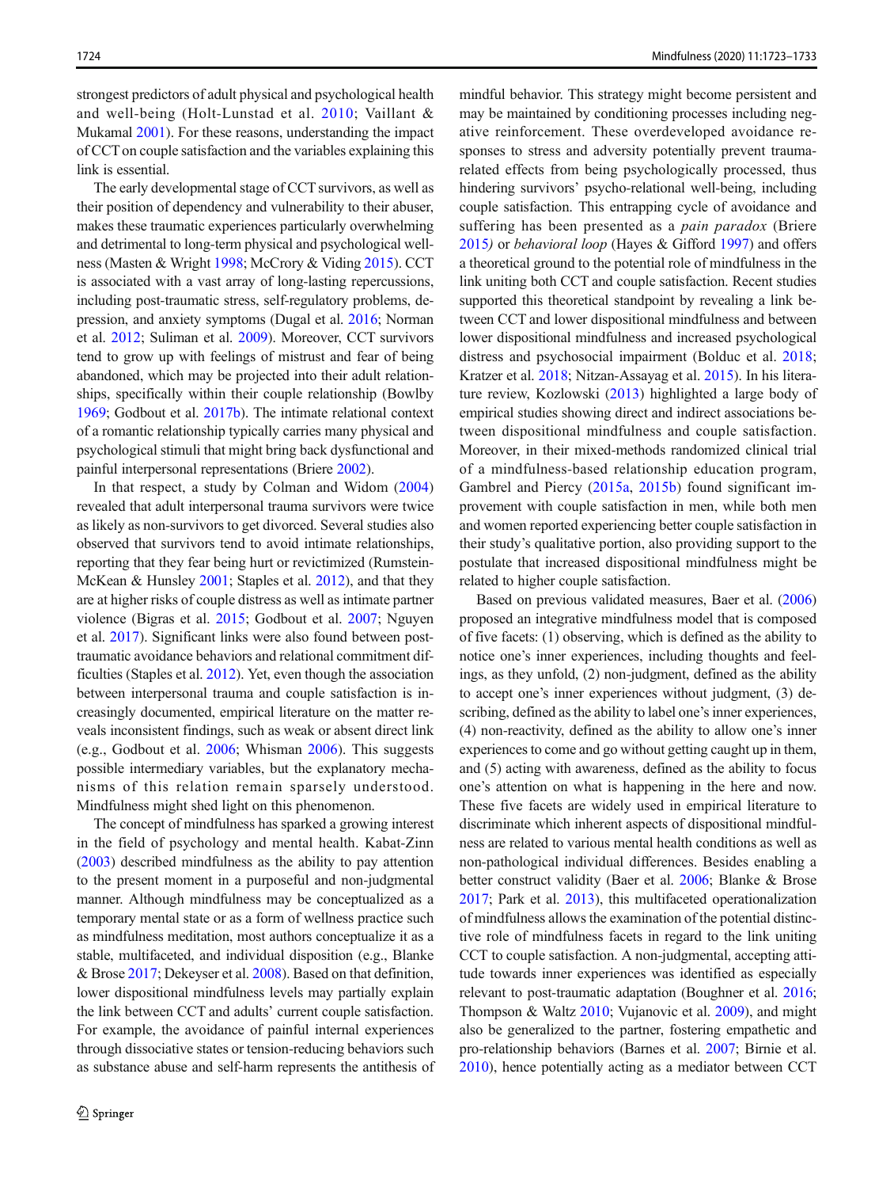strongest predictors of adult physical and psychological health and well-being (Holt-Lunstad et al. 2010; Vaillant & Mukamal 2001). For these reasons, understanding the impact of CCT on couple satisfaction and the variables explaining this link is essential.

The early developmental stage of CCT survivors, as well as their position of dependency and vulnerability to their abuser, makes these traumatic experiences particularly overwhelming and detrimental to long-term physical and psychological wellness (Masten & Wright 1998; McCrory & Viding 2015). CCT is associated with a vast array of long-lasting repercussions, including post-traumatic stress, self-regulatory problems, depression, and anxiety symptoms (Dugal et al. 2016; Norman et al. 2012; Suliman et al. 2009). Moreover, CCT survivors tend to grow up with feelings of mistrust and fear of being abandoned, which may be projected into their adult relationships, specifically within their couple relationship (Bowlby 1969; Godbout et al. 2017b). The intimate relational context of a romantic relationship typically carries many physical and psychological stimuli that might bring back dysfunctional and painful interpersonal representations (Briere 2002).

In that respect, a study by Colman and Widom (2004) revealed that adult interpersonal trauma survivors were twice as likely as non-survivors to get divorced. Several studies also observed that survivors tend to avoid intimate relationships, reporting that they fear being hurt or revictimized (Rumstein-McKean & Hunsley 2001; Staples et al. 2012), and that they are at higher risks of couple distress as well as intimate partner violence (Bigras et al. 2015; Godbout et al. 2007; Nguyen et al. 2017). Significant links were also found between post-traumatic avoidance behaviors and relational commitment difficulties (Staples et al. 2012). Yet, even though the association between interpersonal trauma and couple satisfaction is increasingly documented, empirical literature on the matter reveals inconsistent findings, such as weak or absent direct link (e.g., Godbout et al. 2006; Whisman 2006). This suggests possible intermediary variables, but the explanatory mechanisms of this relation remain sparsely understood. Mindfulness might shed light on this phenomenon.

The concept of mindfulness has sparked a growing interest in the field of psychology and mental health. Kabat-Zinn (2003) described mindfulness as the ability to pay attention to the present moment in a purposeful and non-judgmental manner. Although mindfulness may be conceptualized as a temporary mental state or as a form of wellness practice such as mindfulness meditation, most authors conceptualize it as a stable, multifaceted, and individual disposition (e.g., Blanke & Brose 2017; Dekeyser et al. 2008). Based on that definition, lower dispositional mindfulness levels may partially explain the link between CCT and adults' current couple satisfaction. For example, the avoidance of painful internal experiences through dissociative states or tension-reducing behaviors such as substance abuse and self-harm represents the antithesis of mindful behavior. This strategy might become persistent and may be maintained by conditioning processes including negative reinforcement. These overdeveloped avoidance responses to stress and adversity potentially prevent trauma-related effects from being psychologically processed, thus hindering survivors' psycho-relational well-being, including couple satisfaction. This entrapping cycle of avoidance and suffering has been presented as a *pain paradox* (Briere 2015) or *behavioral loop* (Hayes & Gifford 1997) and offers a theoretical ground to the potential role of mindfulness in the link uniting both CCT and couple satisfaction. Recent studies supported this theoretical standpoint by revealing a link between CCT and lower dispositional mindfulness and between lower dispositional mindfulness and increased psychological distress and psychosocial impairment (Bolduc et al. 2018; Kratzer et al. 2018; Nitzan-Assayag et al. 2015). In his literature review, Kozlowski (2013) highlighted a large body of empirical studies showing direct and indirect associations between dispositional mindfulness and couple satisfaction. Moreover, in their mixed-methods randomized clinical trial of a mindfulness-based relationship education program, Gambrel and Piercy (2015a, 2015b) found significant improvement with couple satisfaction in men, while both men and women reported experiencing better couple satisfaction in their study's qualitative portion, also providing support to the postulate that increased dispositional mindfulness might be related to higher couple satisfaction.

Based on previous validated measures, Baer et al. (2006) proposed an integrative mindfulness model that is composed of five facets: (1) observing, which is defined as the ability to notice one's inner experiences, including thoughts and feelings, as they unfold, (2) non-judgment, defined as the ability to accept one's inner experiences without judgment, (3) describing, defined as the ability to label one's inner experiences, (4) non-reactivity, defined as the ability to allow one's inner experiences to come and go without getting caught up in them, and (5) acting with awareness, defined as the ability to focus one's attention on what is happening in the here and now. These five facets are widely used in empirical literature to discriminate which inherent aspects of dispositional mindfulness are related to various mental health conditions as well as non-pathological individual differences. Besides enabling a better construct validity (Baer et al. 2006; Blanke & Brose 2017; Park et al. 2013), this multifaceted operationalization of mindfulness allows the examination of the potential distinctive role of mindfulness facets in regard to the link uniting CCT to couple satisfaction. A non-judgmental, accepting attitude towards inner experiences was identified as especially relevant to post-traumatic adaptation (Boughner et al. 2016; Thompson & Waltz 2010; Vujanovic et al. 2009), and might also be generalized to the partner, fostering empathetic and pro-relationship behaviors (Barnes et al. 2007; Birnie et al. 2010), hence potentially acting as a mediator between CCT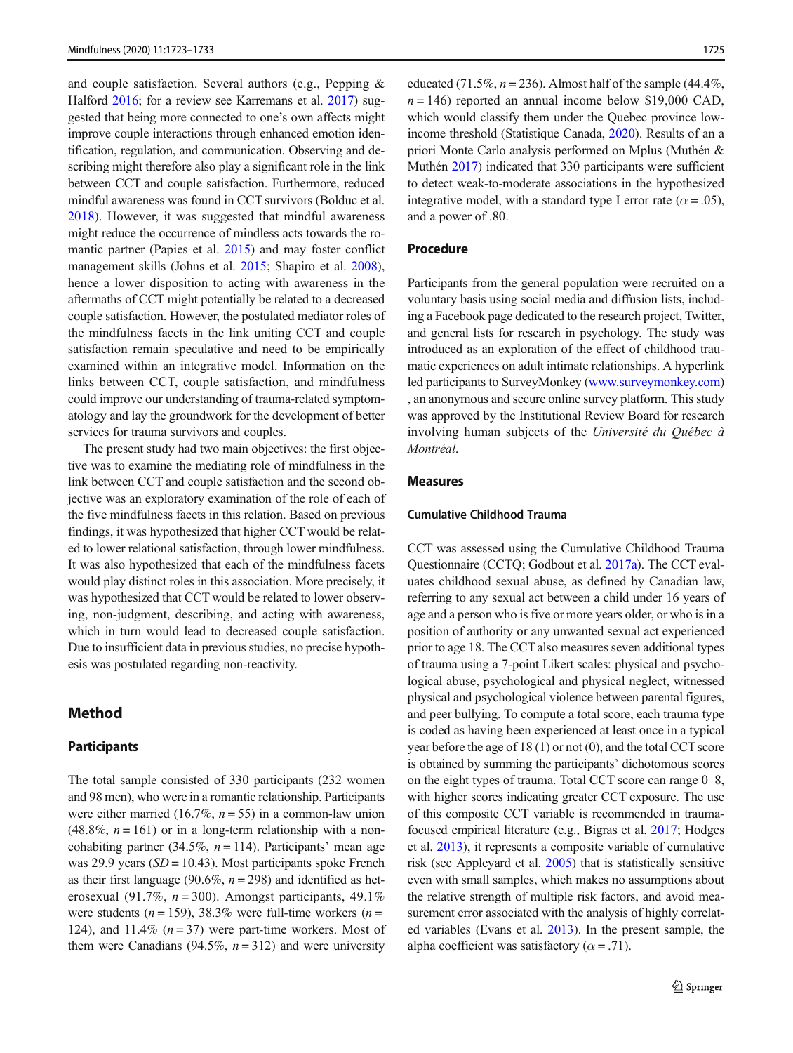and couple satisfaction. Several authors (e.g., Pepping & Halford 2016; for a review see Karremans et al. 2017) suggested that being more connected to one's own affects might improve couple interactions through enhanced emotion identification, regulation, and communication. Observing and describing might therefore also play a significant role in the link between CCT and couple satisfaction. Furthermore, reduced mindful awareness was found in CCT survivors (Bolduc et al. 2018). However, it was suggested that mindful awareness might reduce the occurrence of mindless acts towards the romantic partner (Papies et al. 2015) and may foster conflict management skills (Johns et al. 2015; Shapiro et al. 2008), hence a lower disposition to acting with awareness in the aftermaths of CCT might potentially be related to a decreased couple satisfaction. However, the postulated mediator roles of the mindfulness facets in the link uniting CCT and couple satisfaction remain speculative and need to be empirically examined within an integrative model. Information on the links between CCT, couple satisfaction, and mindfulness could improve our understanding of trauma-related symptomatology and lay the groundwork for the development of better services for trauma survivors and couples.

The present study had two main objectives: the first objective was to examine the mediating role of mindfulness in the link between CCT and couple satisfaction and the second objective was an exploratory examination of the role of each of the five mindfulness facets in this relation. Based on previous findings, it was hypothesized that higher CCT would be related to lower relational satisfaction, through lower mindfulness. It was also hypothesized that each of the mindfulness facets would play distinct roles in this association. More precisely, it was hypothesized that CCT would be related to lower observing, non-judgment, describing, and acting with awareness, which in turn would lead to decreased couple satisfaction. Due to insufficient data in previous studies, no precise hypothesis was postulated regarding non-reactivity.

## Method

### Participants

The total sample consisted of 330 participants (232 women and 98 men), who were in a romantic relationship. Participants were either married (16.7%, $n = 55$) in a common-law union (48.8%, $n = 161$) or in a long-term relationship with a non-cohabiting partner (34.5%, $n = 114$). Participants' mean age was 29.9 years ($SD = 10.43$). Most participants spoke French as their first language (90.6%, $n = 298$) and identified as heterosexual (91.7%, $n = 300$). Amongst participants, 49.1% were students ($n = 159$), 38.3% were full-time workers ($n = 124$), and 11.4% ($n = 37$) were part-time workers. Most of them were Canadians (94.5%, $n = 312$) and were university educated (71.5%, $n = 236$). Almost half of the sample (44.4%, $n = 146$) reported an annual income below $19,000 CAD, which would classify them under the Quebec province low-income threshold (Statistique Canada, 2020). Results of an a priori Monte Carlo analysis performed on Mplus (Muthén & Muthén 2017) indicated that 330 participants were sufficient to detect weak-to-moderate associations in the hypothesized integrative model, with a standard type I error rate ($\alpha = .05$), and a power of .80.

### Procedure

Participants from the general population were recruited on a voluntary basis using social media and diffusion lists, including a Facebook page dedicated to the research project, Twitter, and general lists for research in psychology. The study was introduced as an exploration of the effect of childhood traumatic experiences on adult intimate relationships. A hyperlink led participants to SurveyMonkey (www.surveymonkey.com), an anonymous and secure online survey platform. This study was approved by the Institutional Review Board for research involving human subjects of the *Université du Québec à Montréal*.

### Measures

#### Cumulative Childhood Trauma

CCT was assessed using the Cumulative Childhood Trauma Questionnaire (CCTQ; Godbout et al. 2017a). The CCT evaluates childhood sexual abuse, as defined by Canadian law, referring to any sexual act between a child under 16 years of age and a person who is five or more years older, or who is in a position of authority or any unwanted sexual act experienced prior to age 18. The CCT also measures seven additional types of trauma using a 7-point Likert scales: physical and psychological abuse, psychological and physical neglect, witnessed physical and psychological violence between parental figures, and peer bullying. To compute a total score, each trauma type is coded as having been experienced at least once in a typical year before the age of 18 (1) or not (0), and the total CCT score is obtained by summing the participants' dichotomous scores on the eight types of trauma. Total CCT score can range 0–8, with higher scores indicating greater CCT exposure. The use of this composite CCT variable is recommended in trauma-focused empirical literature (e.g., Bigras et al. 2017; Hodges et al. 2013), it represents a composite variable of cumulative risk (see Appleyard et al. 2005) that is statistically sensitive even with small samples, which makes no assumptions about the relative strength of multiple risk factors, and avoid measurement error associated with the analysis of highly correlated variables (Evans et al. 2013). In the present sample, the alpha coefficient was satisfactory ($\alpha = .71$).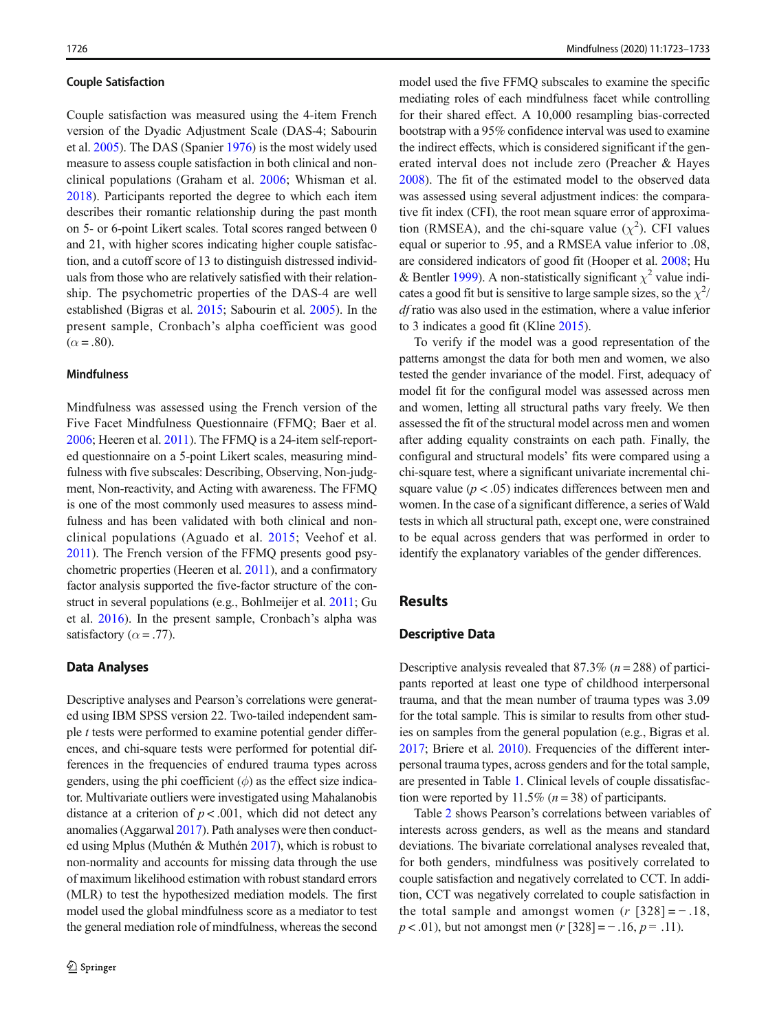### Couple Satisfaction

Couple satisfaction was measured using the 4-item French version of the Dyadic Adjustment Scale (DAS-4; Sabourin et al. 2005). The DAS (Spanier 1976) is the most widely used measure to assess couple satisfaction in both clinical and non-clinical populations (Graham et al. 2006; Whisman et al. 2018). Participants reported the degree to which each item describes their romantic relationship during the past month on 5- or 6-point Likert scales. Total scores ranged between 0 and 21, with higher scores indicating higher couple satisfaction, and a cutoff score of 13 to distinguish distressed individuals from those who are relatively satisfied with their relationship. The psychometric properties of the DAS-4 are well established (Bigras et al. 2015; Sabourin et al. 2005). In the present sample, Cronbach's alpha coefficient was good ($\alpha = .80$).

### Mindfulness

Mindfulness was assessed using the French version of the Five Facet Mindfulness Questionnaire (FFMQ; Baer et al. 2006; Heeren et al. 2011). The FFMQ is a 24-item self-reported questionnaire on a 5-point Likert scales, measuring mindfulness with five subscales: Describing, Observing, Non-judgment, Non-reactivity, and Acting with awareness. The FFMQ is one of the most commonly used measures to assess mindfulness and has been validated with both clinical and non-clinical populations (Aguado et al. 2015; Veehof et al. 2011). The French version of the FFMQ presents good psychometric properties (Heeren et al. 2011), and a confirmatory factor analysis supported the five-factor structure of the construct in several populations (e.g., Bohlmeijer et al. 2011; Gu et al. 2016). In the present sample, Cronbach's alpha was satisfactory ($\alpha = .77$).

## Data Analyses

Descriptive analyses and Pearson's correlations were generated using IBM SPSS version 22. Two-tailed independent sample *t* tests were performed to examine potential gender differences, and chi-square tests were performed for potential differences in the frequencies of endured trauma types across genders, using the phi coefficient ($\phi$) as the effect size indicator. Multivariate outliers were investigated using Mahalanobis distance at a criterion of $p < .001$, which did not detect any anomalies (Aggarwal 2017). Path analyses were then conducted using Mplus (Muthén & Muthén 2017), which is robust to non-normality and accounts for missing data through the use of maximum likelihood estimation with robust standard errors (MLR) to test the hypothesized mediation models. The first model used the global mindfulness score as a mediator to test the general mediation role of mindfulness, whereas the second model used the five FFMQ subscales to examine the specific mediating roles of each mindfulness facet while controlling for their shared effect. A 10,000 resampling bias-corrected bootstrap with a 95% confidence interval was used to examine the indirect effects, which is considered significant if the generated interval does not include zero (Preacher & Hayes 2008). The fit of the estimated model to the observed data was assessed using several adjustment indices: the comparative fit index (CFI), the root mean square error of approximation (RMSEA), and the chi-square value ($\chi^2$). CFI values equal or superior to .95, and a RMSEA value inferior to .08, are considered indicators of good fit (Hooper et al. 2008; Hu & Bentler 1999). A non-statistically significant $\chi^2$ value indicates a good fit but is sensitive to large sample sizes, so the $\chi^2/df$ ratio was also used in the estimation, where a value inferior to 3 indicates a good fit (Kline 2015).

To verify if the model was a good representation of the patterns amongst the data for both men and women, we also tested the gender invariance of the model. First, adequacy of model fit for the configural model was assessed across men and women, letting all structural paths vary freely. We then assessed the fit of the structural model across men and women after adding equality constraints on each path. Finally, the configural and structural models' fits were compared using a chi-square test, where a significant univariate incremental chi-square value ($p < .05$) indicates differences between men and women. In the case of a significant difference, a series of Wald tests in which all structural path, except one, were constrained to be equal across genders that was performed in order to identify the explanatory variables of the gender differences.

## Results

### Descriptive Data

Descriptive analysis revealed that 87.3% ($n = 288$) of participants reported at least one type of childhood interpersonal trauma, and that the mean number of trauma types was 3.09 for the total sample. This is similar to results from other studies on samples from the general population (e.g., Bigras et al. 2017; Briere et al. 2010). Frequencies of the different interpersonal trauma types, across genders and for the total sample, are presented in Table 1. Clinical levels of couple dissatisfaction were reported by 11.5% ($n = 38$) of participants.

Table 2 shows Pearson's correlations between variables of interests across genders, as well as the means and standard deviations. The bivariate correlational analyses revealed that, for both genders, mindfulness was positively correlated to couple satisfaction and negatively correlated to CCT. In addition, CCT was negatively correlated to couple satisfaction in the total sample and amongst women ($r$ [328] = −.18, $p < .01$), but not amongst men ($r$ [328] = −.16, $p = .11$).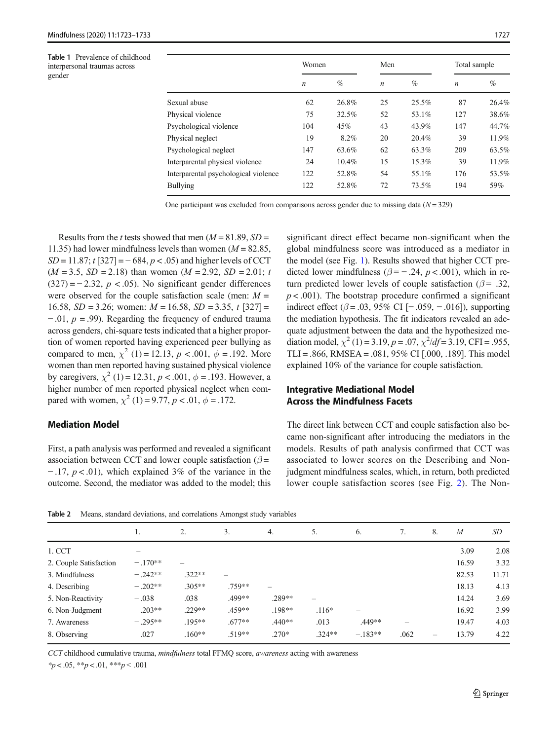**Table 1** Prevalence of childhood interpersonal traumas across gender

| | Women | | Men | | Total sample | |
|---|---|---|---|---|---|---|
| | *n* | % | *n* | % | *n* | % |
| Sexual abuse | 62 | 26.8% | 25 | 25.5% | 87 | 26.4% |
| Physical violence | 75 | 32.5% | 52 | 53.1% | 127 | 38.6% |
| Psychological violence | 104 | 45% | 43 | 43.9% | 147 | 44.7% |
| Physical neglect | 19 | 8.2% | 20 | 20.4% | 39 | 11.9% |
| Psychological neglect | 147 | 63.6% | 62 | 63.3% | 209 | 63.5% |
| Interparental physical violence | 24 | 10.4% | 15 | 15.3% | 39 | 11.9% |
| Interparental psychological violence | 122 | 52.8% | 54 | 55.1% | 176 | 53.5% |
| Bullying | 122 | 52.8% | 72 | 73.5% | 194 | 59% |

One participant was excluded from comparisons across gender due to missing data ($N = 329$)

Results from the *t* tests showed that men ($M = 81.89$, $SD = 11.35$) had lower mindfulness levels than women ($M = 82.85$, $SD = 11.87$; $t\,[327] = -684$, $p < .05$) and higher levels of CCT ($M = 3.5$, $SD = 2.18$) than women ($M = 2.92$, $SD = 2.01$; $t\,(327) = -2.32$, $p < .05$). No significant gender differences were observed for the couple satisfaction scale (men: $M = 16.58$, $SD = 3.26$; women: $M = 16.58$, $SD = 3.35$, $t\,[327] = -.01$, $p = .99$). Regarding the frequency of endured trauma across genders, chi-square tests indicated that a higher proportion of women reported having experienced peer bullying as compared to men, $\chi^2\,(1) = 12.13$, $p < .001$, $\phi = .192$. More women than men reported having sustained physical violence by caregivers, $\chi^2\,(1) = 12.31$, $p < .001$, $\phi = .193$. However, a higher number of men reported physical neglect when compared with women, $\chi^2\,(1) = 9.77$, $p < .01$, $\phi = .172$.

### Mediation Model

First, a path analysis was performed and revealed a significant association between CCT and lower couple satisfaction ($\beta = -.17$, $p < .01$), which explained 3% of the variance in the outcome. Second, the mediator was added to the model; this significant direct effect became non-significant when the global mindfulness score was introduced as a mediator in the model (see Fig. 1). Results showed that higher CCT predicted lower mindfulness ($\beta = -.24$, $p < .001$), which in return predicted lower levels of couple satisfaction ($\beta = .32$, $p < .001$). The bootstrap procedure confirmed a significant indirect effect ($\beta = .03$, 95% CI [$-.059$, $-.016$]), supporting the mediation hypothesis. The fit indicators revealed an adequate adjustment between the data and the hypothesized mediation model, $\chi^2\,(1) = 3.19$, $p = .07$, $\chi^2/df = 3.19$, CFI = .955, TLI = .866, RMSEA = .081, 95% CI [.000, .189]. This model explained 10% of the variance for couple satisfaction.

### Integrative Mediational Model Across the Mindfulness Facets

The direct link between CCT and couple satisfaction also became non-significant after introducing the mediators in the models. Results of path analysis confirmed that CCT was associated to lower scores on the Describing and Non-judgment mindfulness scales, which, in return, both predicted lower couple satisfaction scores (see Fig. 2). The Non-

**Table 2** Means, standard deviations, and correlations Amongst study variables

| | 1. | 2. | 3. | 4. | 5. | 6. | 7. | 8. | *M* | *SD* |
|---|---|---|---|---|---|---|---|---|---|---|
| 1. CCT | – | | | | | | | | 3.09 | 2.08 |
| 2. Couple Satisfaction | −.170** | – | | | | | | | 16.59 | 3.32 |
| 3. Mindfulness | −.242** | .322** | – | | | | | | 82.53 | 11.71 |
| 4. Describing | −.202** | .305** | .759** | – | | | | | 18.13 | 4.13 |
| 5. Non-Reactivity | −.038 | .038 | .499** | .289** | – | | | | 14.24 | 3.69 |
| 6. Non-Judgment | −.203** | .229** | .459** | .198** | −.116* | – | | | 16.92 | 3.99 |
| 7. Awareness | −.295** | .195** | .677** | .440** | .013 | .449** | – | | 19.47 | 4.03 |
| 8. Observing | .027 | .160** | .519** | .270* | .324** | −.183** | .062 | – | 13.79 | 4.22 |

*CCT* childhood cumulative trauma, *mindfulness* total FFMQ score, *awareness* acting with awareness

$^*p < .05$, $^{**}p < .01$, $^{***}p < .001$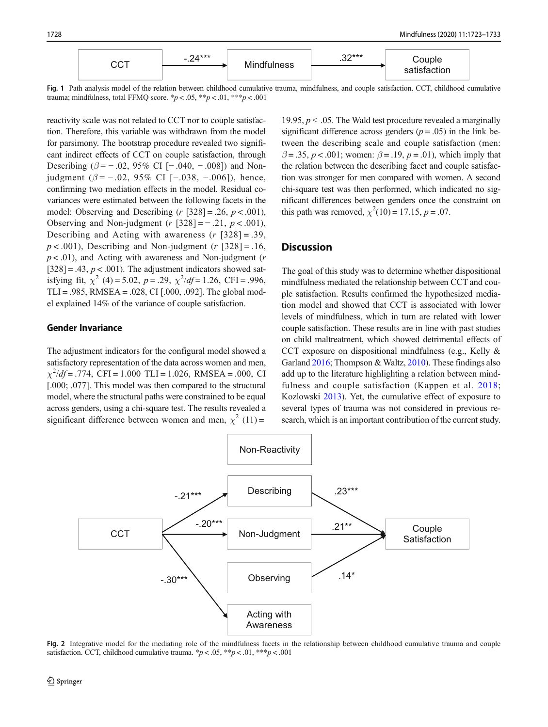Fig. 1 Path analysis model of the relation between childhood cumulative trauma, mindfulness, and couple satisfaction. CCT, childhood cumulative trauma; mindfulness, total FFMQ score. \*$p < .05$, \*\*$p < .01$, \*\*\*$p < .001$

reactivity scale was not related to CCT nor to couple satisfaction. Therefore, this variable was withdrawn from the model for parsimony. The bootstrap procedure revealed two significant indirect effects of CCT on couple satisfaction, through Describing ($\beta = -.02$, 95% CI [−.040, −.008]) and Non-judgment ($\beta = -.02$, 95% CI [−.038, −.006]), hence, confirming two mediation effects in the model. Residual covariances were estimated between the following facets in the model: Observing and Describing ($r$ [328] = .26, $p < .001$), Observing and Non-judgment ($r$ [328] = −.21, $p < .001$), Describing and Acting with awareness ($r$ [328] = .39, $p < .001$), Describing and Non-judgment ($r$ [328] = .16, $p < .01$), and Acting with awareness and Non-judgment ($r$ [328] = .43, $p < .001$). The adjustment indicators showed satisfying fit, $\chi^2$ (4) = 5.02, $p = .29$, $\chi^2/df = 1.26$, CFI = .996, TLI = .985, RMSEA = .028, CI [.000, .092]. The global model explained 14% of the variance of couple satisfaction.

### Gender Invariance

The adjustment indicators for the configural model showed a satisfactory representation of the data across women and men, $\chi^2/df = .774$, CFI = 1.000 TLI = 1.026, RMSEA = .000, CI [.000; .077]. This model was then compared to the structural model, where the structural paths were constrained to be equal across genders, using a chi-square test. The results revealed a significant difference between women and men, $\chi^2$ (11) = 19.95, $p < .05$. The Wald test procedure revealed a marginally significant difference across genders ($p = .05$) in the link between the describing scale and couple satisfaction (men: $\beta = .35$, $p < .001$; women: $\beta = .19$, $p = .01$), which imply that the relation between the describing facet and couple satisfaction was stronger for men compared with women. A second chi-square test was then performed, which indicated no significant differences between genders once the constraint on this path was removed, $\chi^2(10) = 17.15$, $p = .07$.

## Discussion

The goal of this study was to determine whether dispositional mindfulness mediated the relationship between CCT and couple satisfaction. Results confirmed the hypothesized mediation model and showed that CCT is associated with lower levels of mindfulness, which in turn are related with lower couple satisfaction. These results are in line with past studies on child maltreatment, which showed detrimental effects of CCT exposure on dispositional mindfulness (e.g., Kelly & Garland 2016; Thompson & Waltz, 2010). These findings also add up to the literature highlighting a relation between mindfulness and couple satisfaction (Kappen et al. 2018; Kozlowski 2013). Yet, the cumulative effect of exposure to several types of trauma was not considered in previous research, which is an important contribution of the current study.

Fig. 2 Integrative model for the mediating role of the mindfulness facets in the relationship between childhood cumulative trauma and couple satisfaction. CCT, childhood cumulative trauma. \*$p < .05$, \*\*$p < .01$, \*\*\*$p < .001$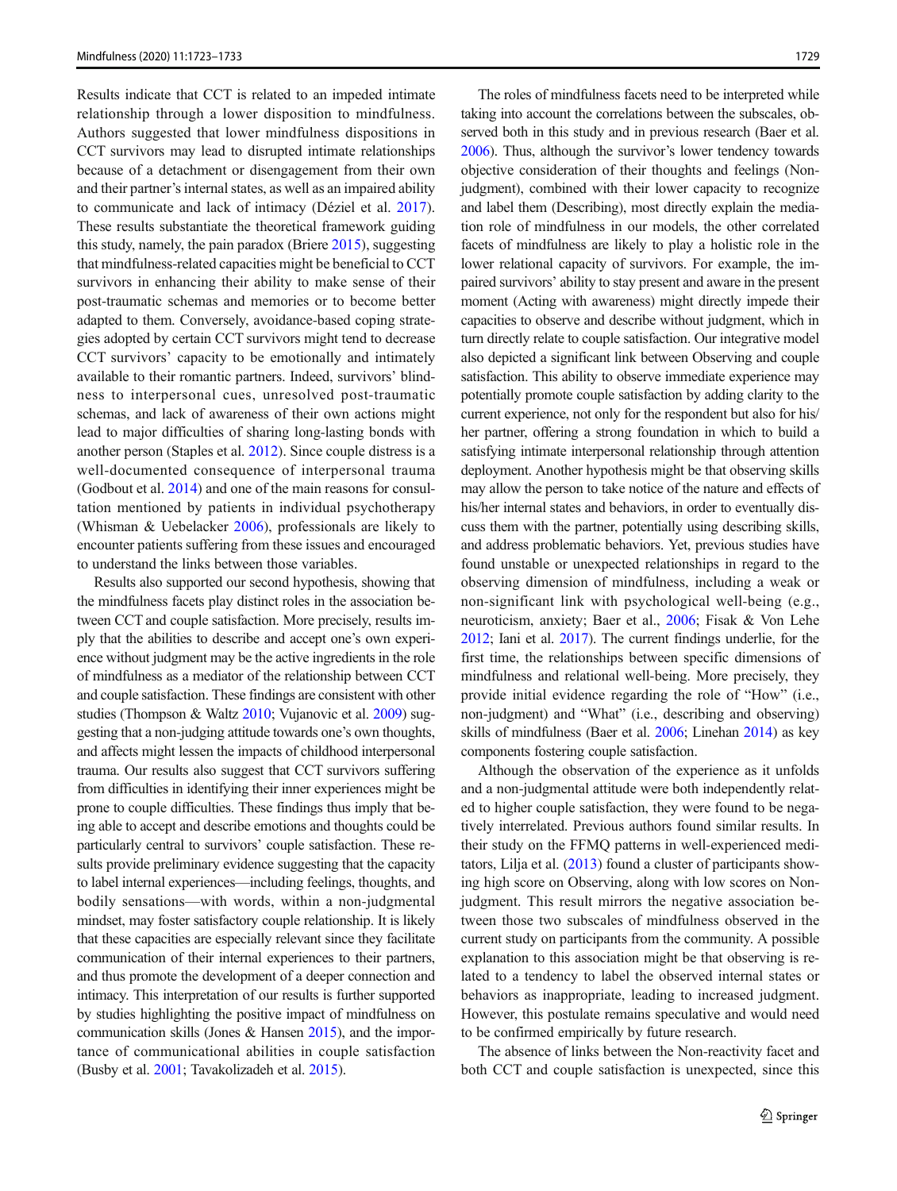Results indicate that CCT is related to an impeded intimate relationship through a lower disposition to mindfulness. Authors suggested that lower mindfulness dispositions in CCT survivors may lead to disrupted intimate relationships because of a detachment or disengagement from their own and their partner's internal states, as well as an impaired ability to communicate and lack of intimacy (Déziel et al. 2017). These results substantiate the theoretical framework guiding this study, namely, the pain paradox (Briere 2015), suggesting that mindfulness-related capacities might be beneficial to CCT survivors in enhancing their ability to make sense of their post-traumatic schemas and memories or to become better adapted to them. Conversely, avoidance-based coping strategies adopted by certain CCT survivors might tend to decrease CCT survivors' capacity to be emotionally and intimately available to their romantic partners. Indeed, survivors' blindness to interpersonal cues, unresolved post-traumatic schemas, and lack of awareness of their own actions might lead to major difficulties of sharing long-lasting bonds with another person (Staples et al. 2012). Since couple distress is a well-documented consequence of interpersonal trauma (Godbout et al. 2014) and one of the main reasons for consultation mentioned by patients in individual psychotherapy (Whisman & Uebelacker 2006), professionals are likely to encounter patients suffering from these issues and encouraged to understand the links between those variables.

Results also supported our second hypothesis, showing that the mindfulness facets play distinct roles in the association between CCT and couple satisfaction. More precisely, results imply that the abilities to describe and accept one's own experience without judgment may be the active ingredients in the role of mindfulness as a mediator of the relationship between CCT and couple satisfaction. These findings are consistent with other studies (Thompson & Waltz 2010; Vujanovic et al. 2009) suggesting that a non-judging attitude towards one's own thoughts, and affects might lessen the impacts of childhood interpersonal trauma. Our results also suggest that CCT survivors suffering from difficulties in identifying their inner experiences might be prone to couple difficulties. These findings thus imply that being able to accept and describe emotions and thoughts could be particularly central to survivors' couple satisfaction. These results provide preliminary evidence suggesting that the capacity to label internal experiences—including feelings, thoughts, and bodily sensations—with words, within a non-judgmental mindset, may foster satisfactory couple relationship. It is likely that these capacities are especially relevant since they facilitate communication of their internal experiences to their partners, and thus promote the development of a deeper connection and intimacy. This interpretation of our results is further supported by studies highlighting the positive impact of mindfulness on communication skills (Jones & Hansen 2015), and the importance of communicational abilities in couple satisfaction (Busby et al. 2001; Tavakolizadeh et al. 2015).

The roles of mindfulness facets need to be interpreted while taking into account the correlations between the subscales, observed both in this study and in previous research (Baer et al. 2006). Thus, although the survivor's lower tendency towards objective consideration of their thoughts and feelings (Non-judgment), combined with their lower capacity to recognize and label them (Describing), most directly explain the mediation role of mindfulness in our models, the other correlated facets of mindfulness are likely to play a holistic role in the lower relational capacity of survivors. For example, the impaired survivors' ability to stay present and aware in the present moment (Acting with awareness) might directly impede their capacities to observe and describe without judgment, which in turn directly relate to couple satisfaction. Our integrative model also depicted a significant link between Observing and couple satisfaction. This ability to observe immediate experience may potentially promote couple satisfaction by adding clarity to the current experience, not only for the respondent but also for his/her partner, offering a strong foundation in which to build a satisfying intimate interpersonal relationship through attention deployment. Another hypothesis might be that observing skills may allow the person to take notice of the nature and effects of his/her internal states and behaviors, in order to eventually discuss them with the partner, potentially using describing skills, and address problematic behaviors. Yet, previous studies have found unstable or unexpected relationships in regard to the observing dimension of mindfulness, including a weak or non-significant link with psychological well-being (e.g., neuroticism, anxiety; Baer et al., 2006; Fisak & Von Lehe 2012; Iani et al. 2017). The current findings underlie, for the first time, the relationships between specific dimensions of mindfulness and relational well-being. More precisely, they provide initial evidence regarding the role of "How" (i.e., non-judgment) and "What" (i.e., describing and observing) skills of mindfulness (Baer et al. 2006; Linehan 2014) as key components fostering couple satisfaction.

Although the observation of the experience as it unfolds and a non-judgmental attitude were both independently related to higher couple satisfaction, they were found to be negatively interrelated. Previous authors found similar results. In their study on the FFMQ patterns in well-experienced meditators, Lilja et al. (2013) found a cluster of participants showing high score on Observing, along with low scores on Non-judgment. This result mirrors the negative association between those two subscales of mindfulness observed in the current study on participants from the community. A possible explanation to this association might be that observing is related to a tendency to label the observed internal states or behaviors as inappropriate, leading to increased judgment. However, this postulate remains speculative and would need to be confirmed empirically by future research.

The absence of links between the Non-reactivity facet and both CCT and couple satisfaction is unexpected, since this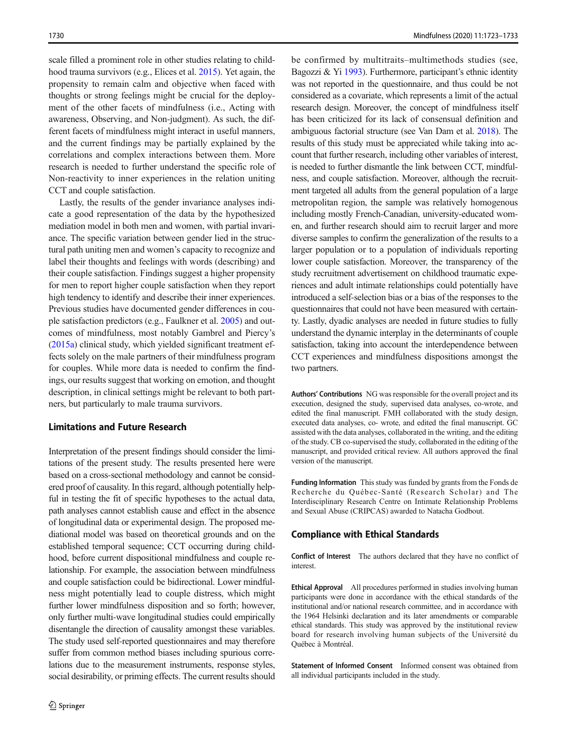scale filled a prominent role in other studies relating to childhood trauma survivors (e.g., Elices et al. 2015). Yet again, the propensity to remain calm and objective when faced with thoughts or strong feelings might be crucial for the deployment of the other facets of mindfulness (i.e., Acting with awareness, Observing, and Non-judgment). As such, the different facets of mindfulness might interact in useful manners, and the current findings may be partially explained by the correlations and complex interactions between them. More research is needed to further understand the specific role of Non-reactivity to inner experiences in the relation uniting CCT and couple satisfaction.

Lastly, the results of the gender invariance analyses indicate a good representation of the data by the hypothesized mediation model in both men and women, with partial invariance. The specific variation between gender lied in the structural path uniting men and women's capacity to recognize and label their thoughts and feelings with words (describing) and their couple satisfaction. Findings suggest a higher propensity for men to report higher couple satisfaction when they report high tendency to identify and describe their inner experiences. Previous studies have documented gender differences in couple satisfaction predictors (e.g., Faulkner et al. 2005) and outcomes of mindfulness, most notably Gambrel and Piercy's (2015a) clinical study, which yielded significant treatment effects solely on the male partners of their mindfulness program for couples. While more data is needed to confirm the findings, our results suggest that working on emotion, and thought description, in clinical settings might be relevant to both partners, but particularly to male trauma survivors.

## Limitations and Future Research

Interpretation of the present findings should consider the limitations of the present study. The results presented here were based on a cross-sectional methodology and cannot be considered proof of causality. In this regard, although potentially helpful in testing the fit of specific hypotheses to the actual data, path analyses cannot establish cause and effect in the absence of longitudinal data or experimental design. The proposed mediational model was based on theoretical grounds and on the established temporal sequence; CCT occurring during childhood, before current dispositional mindfulness and couple relationship. For example, the association between mindfulness and couple satisfaction could be bidirectional. Lower mindfulness might potentially lead to couple distress, which might further lower mindfulness disposition and so forth; however, only further multi-wave longitudinal studies could empirically disentangle the direction of causality amongst these variables. The study used self-reported questionnaires and may therefore suffer from common method biases including spurious correlations due to the measurement instruments, response styles, social desirability, or priming effects. The current results should be confirmed by multitraits–multimethods studies (see, Bagozzi & Yi 1993). Furthermore, participant's ethnic identity was not reported in the questionnaire, and thus could be not considered as a covariate, which represents a limit of the actual research design. Moreover, the concept of mindfulness itself has been criticized for its lack of consensual definition and ambiguous factorial structure (see Van Dam et al. 2018). The results of this study must be appreciated while taking into account that further research, including other variables of interest, is needed to further dismantle the link between CCT, mindfulness, and couple satisfaction. Moreover, although the recruitment targeted all adults from the general population of a large metropolitan region, the sample was relatively homogenous including mostly French-Canadian, university-educated women, and further research should aim to recruit larger and more diverse samples to confirm the generalization of the results to a larger population or to a population of individuals reporting lower couple satisfaction. Moreover, the transparency of the study recruitment advertisement on childhood traumatic experiences and adult intimate relationships could potentially have introduced a self-selection bias or a bias of the responses to the questionnaires that could not have been measured with certainty. Lastly, dyadic analyses are needed in future studies to fully understand the dynamic interplay in the determinants of couple satisfaction, taking into account the interdependence between CCT experiences and mindfulness dispositions amongst the two partners.

**Authors' Contributions** NG was responsible for the overall project and its execution, designed the study, supervised data analyses, co-wrote, and edited the final manuscript. FMH collaborated with the study design, executed data analyses, co- wrote, and edited the final manuscript. GC assisted with the data analyses, collaborated in the writing, and the editing of the study. CB co-supervised the study, collaborated in the editing of the manuscript, and provided critical review. All authors approved the final version of the manuscript.

**Funding Information** This study was funded by grants from the Fonds de Recherche du Québec-Santé (Research Scholar) and The Interdisciplinary Research Centre on Intimate Relationship Problems and Sexual Abuse (CRIPCAS) awarded to Natacha Godbout.

## Compliance with Ethical Standards

**Conflict of Interest** The authors declared that they have no conflict of interest.

**Ethical Approval** All procedures performed in studies involving human participants were done in accordance with the ethical standards of the institutional and/or national research committee, and in accordance with the 1964 Helsinki declaration and its later amendments or comparable ethical standards. This study was approved by the institutional review board for research involving human subjects of the Université du Québec à Montréal.

**Statement of Informed Consent** Informed consent was obtained from all individual participants included in the study.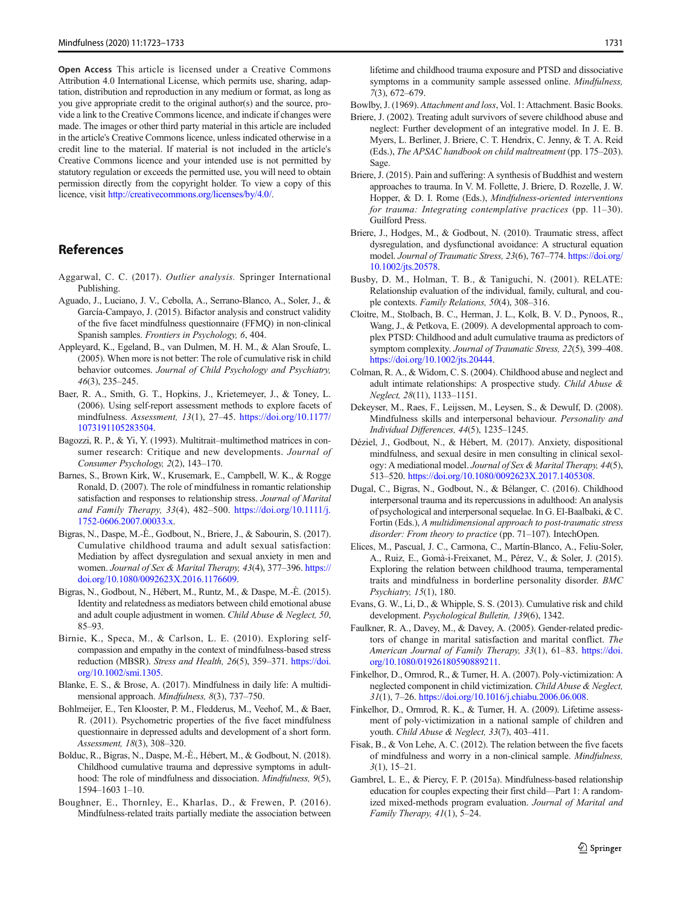**Open Access** This article is licensed under a Creative Commons Attribution 4.0 International License, which permits use, sharing, adaptation, distribution and reproduction in any medium or format, as long as you give appropriate credit to the original author(s) and the source, provide a link to the Creative Commons licence, and indicate if changes were made. The images or other third party material in this article are included in the article's Creative Commons licence, unless indicated otherwise in a credit line to the material. If material is not included in the article's Creative Commons licence and your intended use is not permitted by statutory regulation or exceeds the permitted use, you will need to obtain permission directly from the copyright holder. To view a copy of this licence, visit http://creativecommons.org/licenses/by/4.0/.

## References

Aggarwal, C. C. (2017). *Outlier analysis.* Springer International Publishing.

Aguado, J., Luciano, J. V., Cebolla, A., Serrano-Blanco, A., Soler, J., & García-Campayo, J. (2015). Bifactor analysis and construct validity of the five facet mindfulness questionnaire (FFMQ) in non-clinical Spanish samples. *Frontiers in Psychology, 6*, 404.

Appleyard, K., Egeland, B., van Dulmen, M. H. M., & Alan Sroufe, L. (2005). When more is not better: The role of cumulative risk in child behavior outcomes. *Journal of Child Psychology and Psychiatry, 46*(3), 235–245.

Baer, R. A., Smith, G. T., Hopkins, J., Krietemeyer, J., & Toney, L. (2006). Using self-report assessment methods to explore facets of mindfulness. *Assessment, 13*(1), 27–45. https://doi.org/10.1177/1073191105283504.

Bagozzi, R. P., & Yi, Y. (1993). Multitrait–multimethod matrices in consumer research: Critique and new developments. *Journal of Consumer Psychology, 2*(2), 143–170.

Barnes, S., Brown Kirk, W., Krusemark, E., Campbell, W. K., & Rogge Ronald, D. (2007). The role of mindfulness in romantic relationship satisfaction and responses to relationship stress. *Journal of Marital and Family Therapy, 33*(4), 482–500. https://doi.org/10.1111/j.1752-0606.2007.00033.x.

Bigras, N., Daspe, M.-È., Godbout, N., Briere, J., & Sabourin, S. (2017). Cumulative childhood trauma and adult sexual satisfaction: Mediation by affect dysregulation and sexual anxiety in men and women. *Journal of Sex & Marital Therapy, 43*(4), 377–396. https://doi.org/10.1080/0092623X.2016.1176609.

Bigras, N., Godbout, N., Hébert, M., Runtz, M., & Daspe, M.-È. (2015). Identity and relatedness as mediators between child emotional abuse and adult couple adjustment in women. *Child Abuse & Neglect, 50*, 85–93.

Birnie, K., Speca, M., & Carlson, L. E. (2010). Exploring self-compassion and empathy in the context of mindfulness-based stress reduction (MBSR). *Stress and Health, 26*(5), 359–371. https://doi.org/10.1002/smi.1305.

Blanke, E. S., & Brose, A. (2017). Mindfulness in daily life: A multidimensional approach. *Mindfulness, 8*(3), 737–750.

Bohlmeijer, E., Ten Klooster, P. M., Fledderus, M., Veehof, M., & Baer, R. (2011). Psychometric properties of the five facet mindfulness questionnaire in depressed adults and development of a short form. *Assessment, 18*(3), 308–320.

Bolduc, R., Bigras, N., Daspe, M.-È., Hébert, M., & Godbout, N. (2018). Childhood cumulative trauma and depressive symptoms in adulthood: The role of mindfulness and dissociation. *Mindfulness, 9*(5), 1594–1603 1–10.

Boughner, E., Thornley, E., Kharlas, D., & Frewen, P. (2016). Mindfulness-related traits partially mediate the association between lifetime and childhood trauma exposure and PTSD and dissociative symptoms in a community sample assessed online. *Mindfulness, 7*(3), 672–679.

Bowlby, J. (1969). *Attachment and loss*, Vol. 1: Attachment. Basic Books.

Briere, J. (2002). Treating adult survivors of severe childhood abuse and neglect: Further development of an integrative model. In J. E. B. Myers, L. Berliner, J. Briere, C. T. Hendrix, C. Jenny, & T. A. Reid (Eds.), *The APSAC handbook on child maltreatment* (pp. 175–203). Sage.

Briere, J. (2015). Pain and suffering: A synthesis of Buddhist and western approaches to trauma. In V. M. Follette, J. Briere, D. Rozelle, J. W. Hopper, & D. I. Rome (Eds.), *Mindfulness-oriented interventions for trauma: Integrating contemplative practices* (pp. 11–30). Guilford Press.

Briere, J., Hodges, M., & Godbout, N. (2010). Traumatic stress, affect dysregulation, and dysfunctional avoidance: A structural equation model. *Journal of Traumatic Stress, 23*(6), 767–774. https://doi.org/10.1002/jts.20578.

Busby, D. M., Holman, T. B., & Taniguchi, N. (2001). RELATE: Relationship evaluation of the individual, family, cultural, and couple contexts. *Family Relations, 50*(4), 308–316.

Cloitre, M., Stolbach, B. C., Herman, J. L., Kolk, B. V. D., Pynoos, R., Wang, J., & Petkova, E. (2009). A developmental approach to complex PTSD: Childhood and adult cumulative trauma as predictors of symptom complexity. *Journal of Traumatic Stress, 22*(5), 399–408. https://doi.org/10.1002/jts.20444.

Colman, R. A., & Widom, C. S. (2004). Childhood abuse and neglect and adult intimate relationships: A prospective study. *Child Abuse & Neglect, 28*(11), 1133–1151.

Dekeyser, M., Raes, F., Leijssen, M., Leysen, S., & Dewulf, D. (2008). Mindfulness skills and interpersonal behaviour. *Personality and Individual Differences, 44*(5), 1235–1245.

Déziel, J., Godbout, N., & Hébert, M. (2017). Anxiety, dispositional mindfulness, and sexual desire in men consulting in clinical sexology: A mediational model. *Journal of Sex & Marital Therapy, 44*(5), 513–520. https://doi.org/10.1080/0092623X.2017.1405308.

Dugal, C., Bigras, N., Godbout, N., & Bélanger, C. (2016). Childhood interpersonal trauma and its repercussions in adulthood: An analysis of psychological and interpersonal sequelae. In G. El-Baalbaki, & C. Fortin (Eds.), *A multidimensional approach to post-traumatic stress disorder: From theory to practice* (pp. 71–107). IntechOpen.

Elices, M., Pascual, J. C., Carmona, C., Martín-Blanco, A., Feliu-Soler, A., Ruiz, E., Gomà-i-Freixanet, M., Pérez, V., & Soler, J. (2015). Exploring the relation between childhood trauma, temperamental traits and mindfulness in borderline personality disorder. *BMC Psychiatry, 15*(1), 180.

Evans, G. W., Li, D., & Whipple, S. S. (2013). Cumulative risk and child development. *Psychological Bulletin, 139*(6), 1342.

Faulkner, R. A., Davey, M., & Davey, A. (2005). Gender-related predictors of change in marital satisfaction and marital conflict. *The American Journal of Family Therapy, 33*(1), 61–83. https://doi.org/10.1080/01926180590889211.

Finkelhor, D., Ormrod, R., & Turner, H. A. (2007). Poly-victimization: A neglected component in child victimization. *Child Abuse & Neglect, 31*(1), 7–26. https://doi.org/10.1016/j.chiabu.2006.06.008.

Finkelhor, D., Ormrod, R. K., & Turner, H. A. (2009). Lifetime assessment of poly-victimization in a national sample of children and youth. *Child Abuse & Neglect, 33*(7), 403–411.

Fisak, B., & Von Lehe, A. C. (2012). The relation between the five facets of mindfulness and worry in a non-clinical sample. *Mindfulness, 3*(1), 15–21.

Gambrel, L. E., & Piercy, F. P. (2015a). Mindfulness-based relationship education for couples expecting their first child—Part 1: A randomized mixed-methods program evaluation. *Journal of Marital and Family Therapy, 41*(1), 5–24.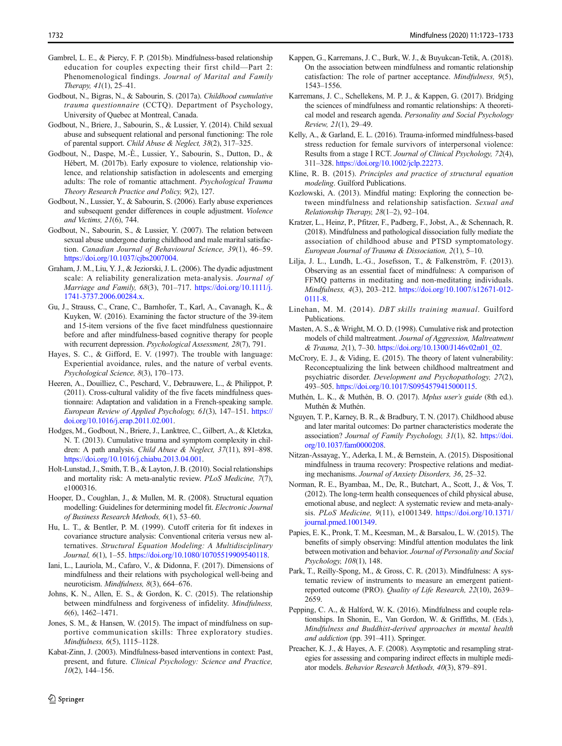Gambrel, L. E., & Piercy, F. P. (2015b). Mindfulness-based relationship education for couples expecting their first child—Part 2: Phenomenological findings. *Journal of Marital and Family Therapy, 41*(1), 25–41.

Godbout, N., Bigras, N., & Sabourin, S. (2017a). *Childhood cumulative trauma questionnaire* (CCTQ). Department of Psychology, University of Quebec at Montreal, Canada.

Godbout, N., Briere, J., Sabourin, S., & Lussier, Y. (2014). Child sexual abuse and subsequent relational and personal functioning: The role of parental support. *Child Abuse & Neglect, 38*(2), 317–325.

Godbout, N., Daspe, M.-È., Lussier, Y., Sabourin, S., Dutton, D., & Hébert, M. (2017b). Early exposure to violence, relationship violence, and relationship satisfaction in adolescents and emerging adults: The role of romantic attachment. *Psychological Trauma Theory Research Practice and Policy, 9*(2), 127.

Godbout, N., Lussier, Y., & Sabourin, S. (2006). Early abuse experiences and subsequent gender differences in couple adjustment. *Violence and Victims, 21*(6), 744.

Godbout, N., Sabourin, S., & Lussier, Y. (2007). The relation between sexual abuse undergone during childhood and male marital satisfaction. *Canadian Journal of Behavioural Science, 39*(1), 46–59. https://doi.org/10.1037/cjbs2007004.

Graham, J. M., Liu, Y. J., & Jeziorski, J. L. (2006). The dyadic adjustment scale: A reliability generalization meta-analysis. *Journal of Marriage and Family, 68*(3), 701–717. https://doi.org/10.1111/j.1741-3737.2006.00284.x.

Gu, J., Strauss, C., Crane, C., Barnhofer, T., Karl, A., Cavanagh, K., & Kuyken, W. (2016). Examining the factor structure of the 39-item and 15-item versions of the five facet mindfulness questionnaire before and after mindfulness-based cognitive therapy for people with recurrent depression. *Psychological Assessment, 28*(7), 791.

Hayes, S. C., & Gifford, E. V. (1997). The trouble with language: Experiential avoidance, rules, and the nature of verbal events. *Psychological Science, 8*(3), 170–173.

Heeren, A., Douilliez, C., Peschard, V., Debrauwere, L., & Philippot, P. (2011). Cross-cultural validity of the five facets mindfulness questionnaire: Adaptation and validation in a French-speaking sample. *European Review of Applied Psychology, 61*(3), 147–151. https://doi.org/10.1016/j.erap.2011.02.001.

Hodges, M., Godbout, N., Briere, J., Lanktree, C., Gilbert, A., & Kletzka, N. T. (2013). Cumulative trauma and symptom complexity in children: A path analysis. *Child Abuse & Neglect, 37*(11), 891–898. https://doi.org/10.1016/j.chiabu.2013.04.001.

Holt-Lunstad, J., Smith, T. B., & Layton, J. B. (2010). Social relationships and mortality risk: A meta-analytic review. *PLoS Medicine, 7*(7), e1000316.

Hooper, D., Coughlan, J., & Mullen, M. R. (2008). Structural equation modelling: Guidelines for determining model fit. *Electronic Journal of Business Research Methods, 6*(1), 53–60.

Hu, L. T., & Bentler, P. M. (1999). Cutoff criteria for fit indexes in covariance structure analysis: Conventional criteria versus new alternatives. *Structural Equation Modeling: A Multidisciplinary Journal, 6*(1), 1–55. https://doi.org/10.1080/10705519909540118.

Iani, L., Lauriola, M., Cafaro, V., & Didonna, F. (2017). Dimensions of mindfulness and their relations with psychological well-being and neuroticism. *Mindfulness, 8*(3), 664–676.

Johns, K. N., Allen, E. S., & Gordon, K. C. (2015). The relationship between mindfulness and forgiveness of infidelity. *Mindfulness, 6*(6), 1462–1471.

Jones, S. M., & Hansen, W. (2015). The impact of mindfulness on supportive communication skills: Three exploratory studies. *Mindfulness, 6*(5), 1115–1128.

Kabat-Zinn, J. (2003). Mindfulness-based interventions in context: Past, present, and future. *Clinical Psychology: Science and Practice, 10*(2), 144–156.

Kappen, G., Karremans, J. C., Burk, W. J., & Buyukcan-Tetik, A. (2018). On the association between mindfulness and romantic relationship satisfaction: The role of partner acceptance. *Mindfulness, 9*(5), 1543–1556.

Karremans, J. C., Schellekens, M. P. J., & Kappen, G. (2017). Bridging the sciences of mindfulness and romantic relationships: A theoretical model and research agenda. *Personality and Social Psychology Review, 21*(1), 29–49.

Kelly, A., & Garland, E. L. (2016). Trauma-informed mindfulness-based stress reduction for female survivors of interpersonal violence: Results from a stage I RCT. *Journal of Clinical Psychology, 72*(4), 311–328. https://doi.org/10.1002/jclp.22273.

Kline, R. B. (2015). *Principles and practice of structural equation modeling*. Guilford Publications.

Kozlowski, A. (2013). Mindful mating: Exploring the connection between mindfulness and relationship satisfaction. *Sexual and Relationship Therapy, 28*(1–2), 92–104.

Kratzer, L., Heinz, P., Pfitzer, F., Padberg, F., Jobst, A., & Schennach, R. (2018). Mindfulness and pathological dissociation fully mediate the association of childhood abuse and PTSD symptomatology. *European Journal of Trauma & Dissociation, 2*(1), 5–10.

Lilja, J. L., Lundh, L.-G., Josefsson, T., & Falkenström, F. (2013). Observing as an essential facet of mindfulness: A comparison of FFMQ patterns in meditating and non-meditating individuals. *Mindfulness, 4*(3), 203–212. https://doi.org/10.1007/s12671-012-0111-8.

Linehan, M. M. (2014). *DBT skills training manual*. Guilford Publications.

Masten, A. S., & Wright, M. O. D. (1998). Cumulative risk and protection models of child maltreatment. *Journal of Aggression, Maltreatment & Trauma, 2*(1), 7–30. https://doi.org/10.1300/J146v02n01_02.

McCrory, E. J., & Viding, E. (2015). The theory of latent vulnerability: Reconceptualizing the link between childhood maltreatment and psychiatric disorder. *Development and Psychopathology, 27*(2), 493–505. https://doi.org/10.1017/S0954579415000115.

Muthén, L. K., & Muthén, B. O. (2017). *Mplus user's guide* (8th ed.). Muthén & Muthén.

Nguyen, T. P., Karney, B. R., & Bradbury, T. N. (2017). Childhood abuse and later marital outcomes: Do partner characteristics moderate the association? *Journal of Family Psychology, 31*(1), 82. https://doi.org/10.1037/fam0000208.

Nitzan-Assayag, Y., Aderka, I. M., & Bernstein, A. (2015). Dispositional mindfulness in trauma recovery: Prospective relations and mediating mechanisms. *Journal of Anxiety Disorders, 36*, 25–32.

Norman, R. E., Byambaa, M., De, R., Butchart, A., Scott, J., & Vos, T. (2012). The long-term health consequences of child physical abuse, emotional abuse, and neglect: A systematic review and meta-analysis. *PLoS Medicine, 9*(11), e1001349. https://doi.org/10.1371/journal.pmed.1001349.

Papies, E. K., Pronk, T. M., Keesman, M., & Barsalou, L. W. (2015). The benefits of simply observing: Mindful attention modulates the link between motivation and behavior. *Journal of Personality and Social Psychology, 108*(1), 148.

Park, T., Reilly-Spong, M., & Gross, C. R. (2013). Mindfulness: A systematic review of instruments to measure an emergent patient-reported outcome (PRO). *Quality of Life Research, 22*(10), 2639–2659.

Pepping, C. A., & Halford, W. K. (2016). Mindfulness and couple relationships. In Shonin, E., Van Gordon, W. & Griffiths, M. (Eds.), *Mindfulness and Buddhist-derived approaches in mental health and addiction* (pp. 391–411). Springer.

Preacher, K. J., & Hayes, A. F. (2008). Asymptotic and resampling strategies for assessing and comparing indirect effects in multiple mediator models. *Behavior Research Methods, 40*(3), 879–891.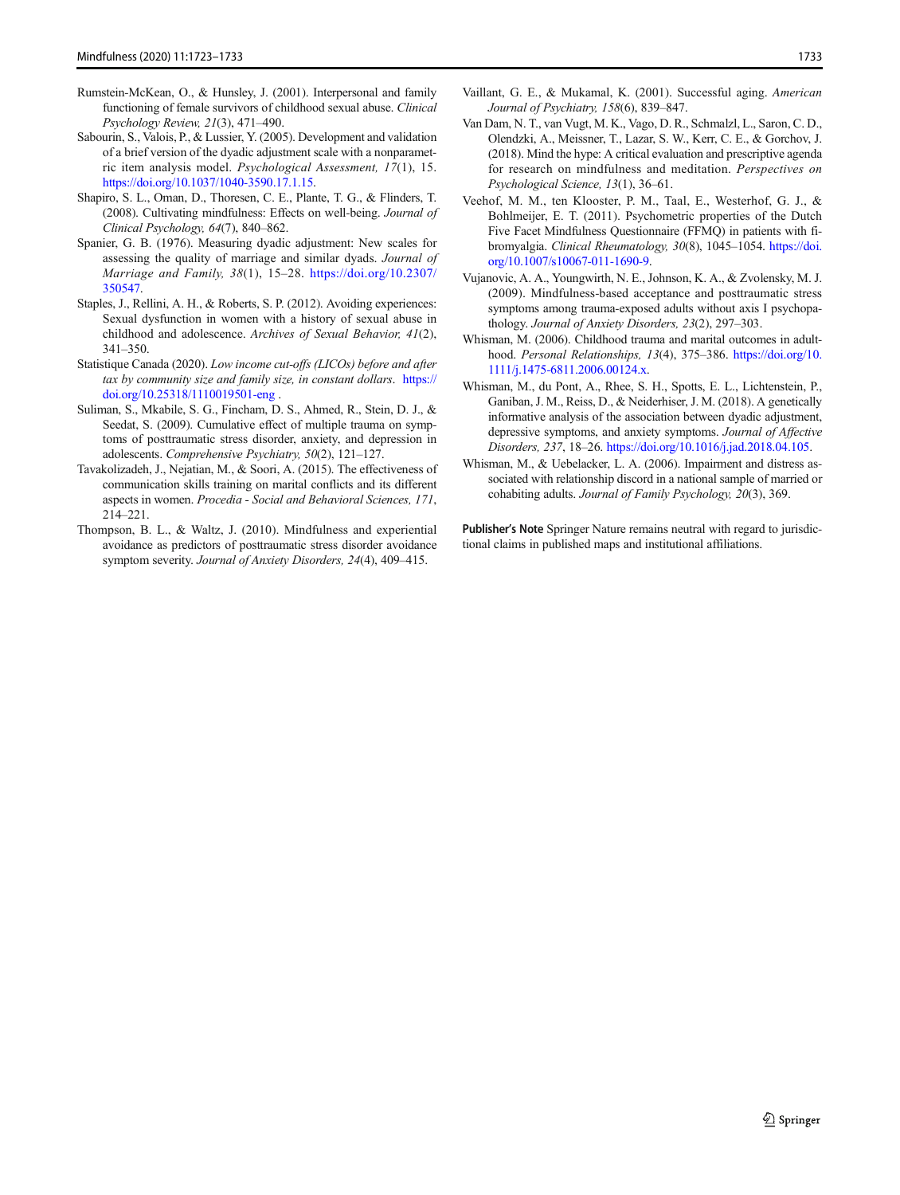Rumstein-McKean, O., & Hunsley, J. (2001). Interpersonal and family functioning of female survivors of childhood sexual abuse. *Clinical Psychology Review, 21*(3), 471–490.

Sabourin, S., Valois, P., & Lussier, Y. (2005). Development and validation of a brief version of the dyadic adjustment scale with a nonparametric item analysis model. *Psychological Assessment, 17*(1), 15. https://doi.org/10.1037/1040-3590.17.1.15.

Shapiro, S. L., Oman, D., Thoresen, C. E., Plante, T. G., & Flinders, T. (2008). Cultivating mindfulness: Effects on well-being. *Journal of Clinical Psychology, 64*(7), 840–862.

Spanier, G. B. (1976). Measuring dyadic adjustment: New scales for assessing the quality of marriage and similar dyads. *Journal of Marriage and Family, 38*(1), 15–28. https://doi.org/10.2307/350547.

Staples, J., Rellini, A. H., & Roberts, S. P. (2012). Avoiding experiences: Sexual dysfunction in women with a history of sexual abuse in childhood and adolescence. *Archives of Sexual Behavior, 41*(2), 341–350.

Statistique Canada (2020). *Low income cut-offs (LICOs) before and after tax by community size and family size, in constant dollars*. https://doi.org/10.25318/1110019501-eng .

Suliman, S., Mkabile, S. G., Fincham, D. S., Ahmed, R., Stein, D. J., & Seedat, S. (2009). Cumulative effect of multiple trauma on symptoms of posttraumatic stress disorder, anxiety, and depression in adolescents. *Comprehensive Psychiatry, 50*(2), 121–127.

Tavakolizadeh, J., Nejatian, M., & Soori, A. (2015). The effectiveness of communication skills training on marital conflicts and its different aspects in women. *Procedia - Social and Behavioral Sciences, 171*, 214–221.

Thompson, B. L., & Waltz, J. (2010). Mindfulness and experiential avoidance as predictors of posttraumatic stress disorder avoidance symptom severity. *Journal of Anxiety Disorders, 24*(4), 409–415.

Vaillant, G. E., & Mukamal, K. (2001). Successful aging. *American Journal of Psychiatry, 158*(6), 839–847.

Van Dam, N. T., van Vugt, M. K., Vago, D. R., Schmalzl, L., Saron, C. D., Olendzki, A., Meissner, T., Lazar, S. W., Kerr, C. E., & Gorchov, J. (2018). Mind the hype: A critical evaluation and prescriptive agenda for research on mindfulness and meditation. *Perspectives on Psychological Science, 13*(1), 36–61.

Veehof, M. M., ten Klooster, P. M., Taal, E., Westerhof, G. J., & Bohlmeijer, E. T. (2011). Psychometric properties of the Dutch Five Facet Mindfulness Questionnaire (FFMQ) in patients with fibromyalgia. *Clinical Rheumatology, 30*(8), 1045–1054. https://doi.org/10.1007/s10067-011-1690-9.

Vujanovic, A. A., Youngwirth, N. E., Johnson, K. A., & Zvolensky, M. J. (2009). Mindfulness-based acceptance and posttraumatic stress symptoms among trauma-exposed adults without axis I psychopathology. *Journal of Anxiety Disorders, 23*(2), 297–303.

Whisman, M. (2006). Childhood trauma and marital outcomes in adulthood. *Personal Relationships, 13*(4), 375–386. https://doi.org/10.1111/j.1475-6811.2006.00124.x.

Whisman, M., du Pont, A., Rhee, S. H., Spotts, E. L., Lichtenstein, P., Ganiban, J. M., Reiss, D., & Neiderhiser, J. M. (2018). A genetically informative analysis of the association between dyadic adjustment, depressive symptoms, and anxiety symptoms. *Journal of Affective Disorders, 237*, 18–26. https://doi.org/10.1016/j.jad.2018.04.105.

Whisman, M., & Uebelacker, L. A. (2006). Impairment and distress associated with relationship discord in a national sample of married or cohabiting adults. *Journal of Family Psychology, 20*(3), 369.

**Publisher's Note** Springer Nature remains neutral with regard to jurisdictional claims in published maps and institutional affiliations.